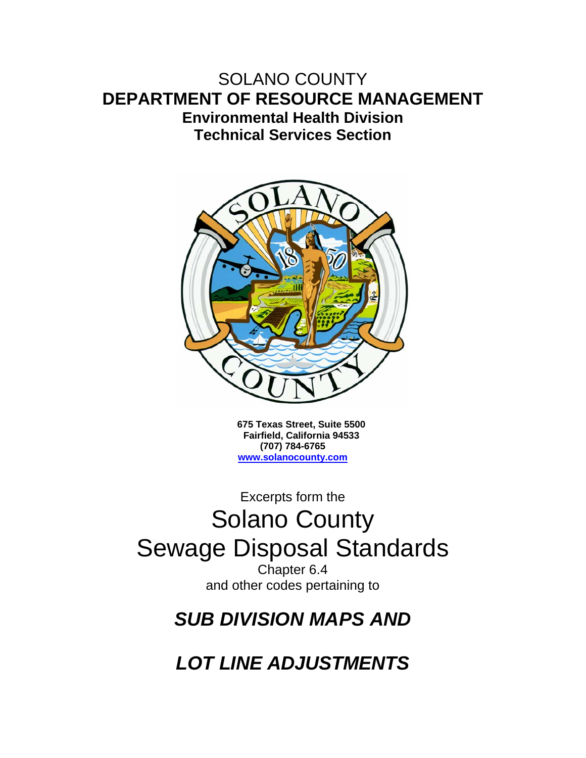# SOLANO COUNTY

# DEPARTMENT OF RESOURCE MANAGEMENT

## Environmental Health Division

## Technical Services Section

**675 Texas Street, Suite 5500**
**Fairfield, California 94533**
**(707) 784-6765**
**www.solanocounty.com**

Excerpts form the

# Solano County Sewage Disposal Standards

Chapter 6.4
and other codes pertaining to

## *SUB DIVISION MAPS AND*

## *LOT LINE ADJUSTMENTS*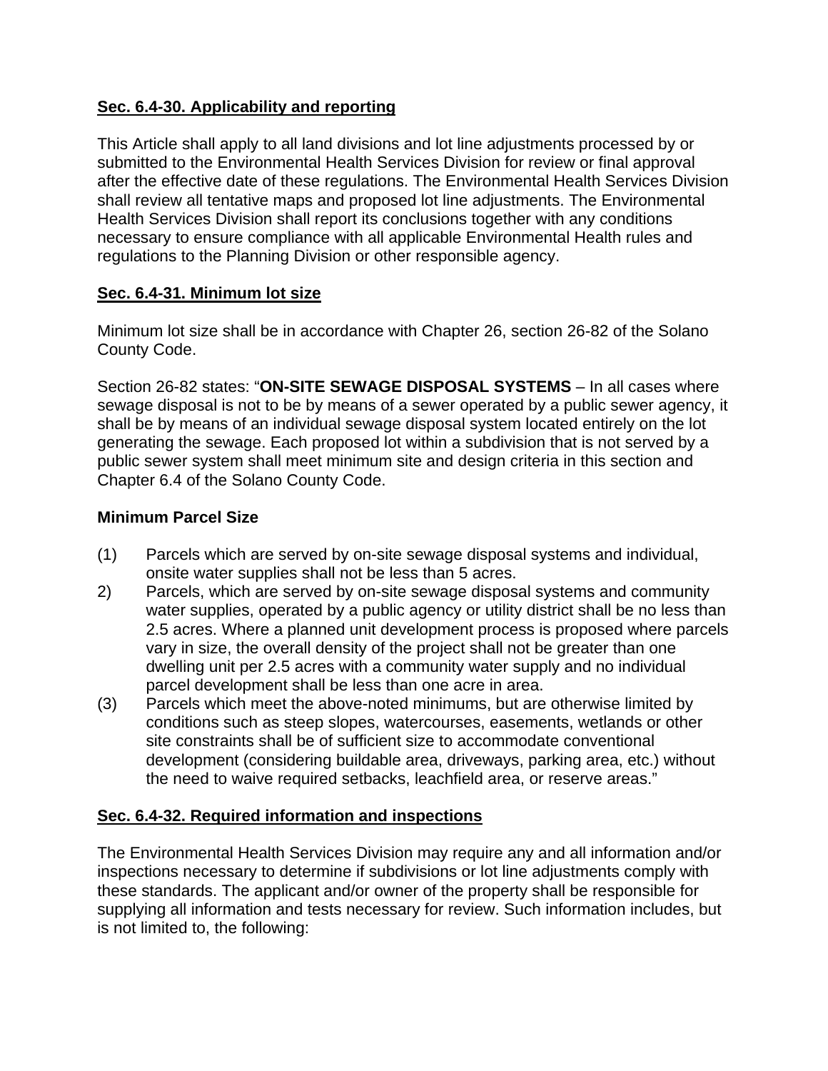## **Sec. 6.4-30. Applicability and reporting**

This Article shall apply to all land divisions and lot line adjustments processed by or submitted to the Environmental Health Services Division for review or final approval after the effective date of these regulations. The Environmental Health Services Division shall review all tentative maps and proposed lot line adjustments. The Environmental Health Services Division shall report its conclusions together with any conditions necessary to ensure compliance with all applicable Environmental Health rules and regulations to the Planning Division or other responsible agency.

## **Sec. 6.4-31. Minimum lot size**

Minimum lot size shall be in accordance with Chapter 26, section 26-82 of the Solano County Code.

Section 26-82 states: "**ON-SITE SEWAGE DISPOSAL SYSTEMS** – In all cases where sewage disposal is not to be by means of a sewer operated by a public sewer agency, it shall be by means of an individual sewage disposal system located entirely on the lot generating the sewage. Each proposed lot within a subdivision that is not served by a public sewer system shall meet minimum site and design criteria in this section and Chapter 6.4 of the Solano County Code.

**Minimum Parcel Size**

(1) Parcels which are served by on-site sewage disposal systems and individual, onsite water supplies shall not be less than 5 acres.

2) Parcels, which are served by on-site sewage disposal systems and community water supplies, operated by a public agency or utility district shall be no less than 2.5 acres. Where a planned unit development process is proposed where parcels vary in size, the overall density of the project shall not be greater than one dwelling unit per 2.5 acres with a community water supply and no individual parcel development shall be less than one acre in area.

(3) Parcels which meet the above-noted minimums, but are otherwise limited by conditions such as steep slopes, watercourses, easements, wetlands or other site constraints shall be of sufficient size to accommodate conventional development (considering buildable area, driveways, parking area, etc.) without the need to waive required setbacks, leachfield area, or reserve areas."

## **Sec. 6.4-32. Required information and inspections**

The Environmental Health Services Division may require any and all information and/or inspections necessary to determine if subdivisions or lot line adjustments comply with these standards. The applicant and/or owner of the property shall be responsible for supplying all information and tests necessary for review. Such information includes, but is not limited to, the following: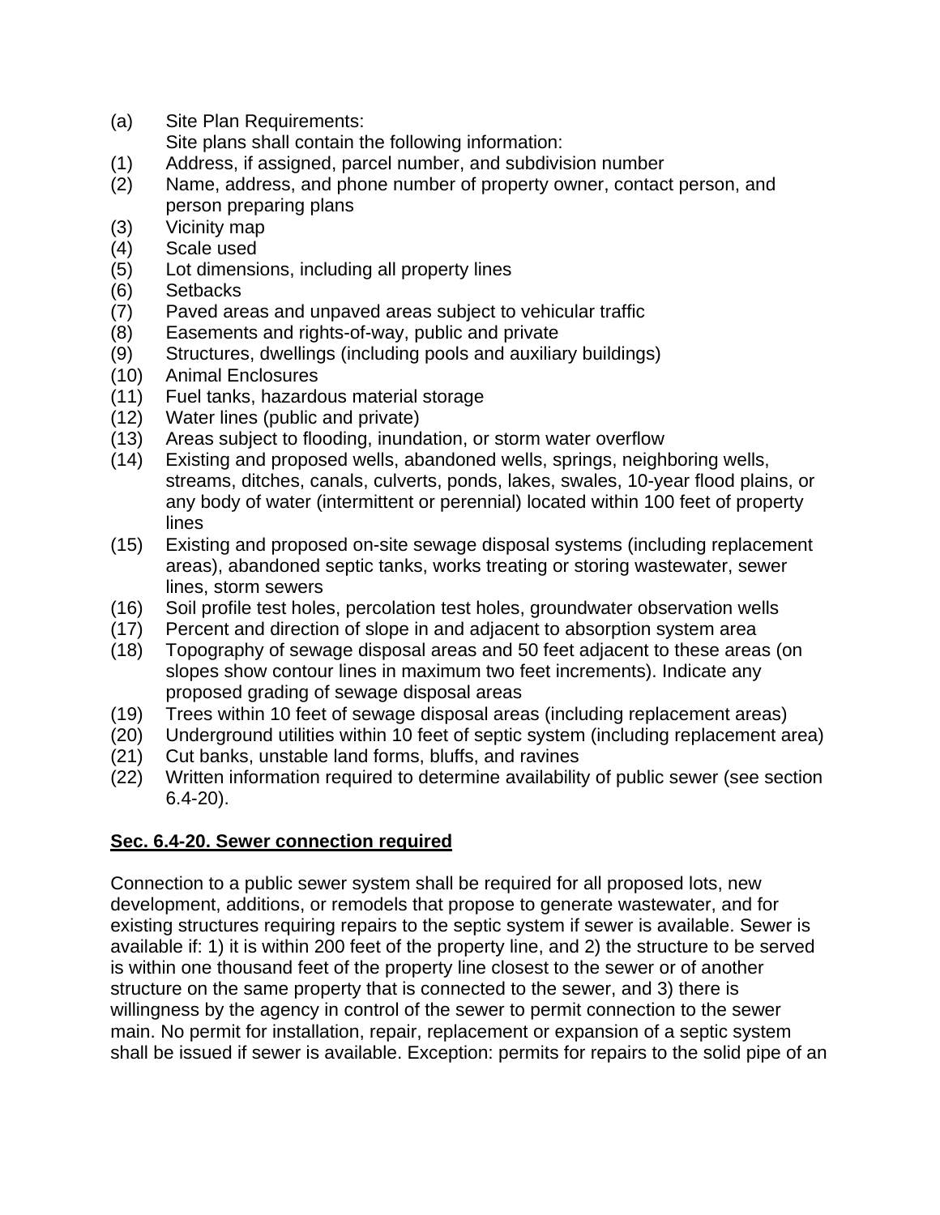(a) Site Plan Requirements:
Site plans shall contain the following information:

(1) Address, if assigned, parcel number, and subdivision number
(2) Name, address, and phone number of property owner, contact person, and person preparing plans
(3) Vicinity map
(4) Scale used
(5) Lot dimensions, including all property lines
(6) Setbacks
(7) Paved areas and unpaved areas subject to vehicular traffic
(8) Easements and rights-of-way, public and private
(9) Structures, dwellings (including pools and auxiliary buildings)
(10) Animal Enclosures
(11) Fuel tanks, hazardous material storage
(12) Water lines (public and private)
(13) Areas subject to flooding, inundation, or storm water overflow
(14) Existing and proposed wells, abandoned wells, springs, neighboring wells, streams, ditches, canals, culverts, ponds, lakes, swales, 10-year flood plains, or any body of water (intermittent or perennial) located within 100 feet of property lines
(15) Existing and proposed on-site sewage disposal systems (including replacement areas), abandoned septic tanks, works treating or storing wastewater, sewer lines, storm sewers
(16) Soil profile test holes, percolation test holes, groundwater observation wells
(17) Percent and direction of slope in and adjacent to absorption system area
(18) Topography of sewage disposal areas and 50 feet adjacent to these areas (on slopes show contour lines in maximum two feet increments). Indicate any proposed grading of sewage disposal areas
(19) Trees within 10 feet of sewage disposal areas (including replacement areas)
(20) Underground utilities within 10 feet of septic system (including replacement area)
(21) Cut banks, unstable land forms, bluffs, and ravines
(22) Written information required to determine availability of public sewer (see section 6.4-20).

## Sec. 6.4-20. Sewer connection required

Connection to a public sewer system shall be required for all proposed lots, new development, additions, or remodels that propose to generate wastewater, and for existing structures requiring repairs to the septic system if sewer is available. Sewer is available if: 1) it is within 200 feet of the property line, and 2) the structure to be served is within one thousand feet of the property line closest to the sewer or of another structure on the same property that is connected to the sewer, and 3) there is willingness by the agency in control of the sewer to permit connection to the sewer main. No permit for installation, repair, replacement or expansion of a septic system shall be issued if sewer is available. Exception: permits for repairs to the solid pipe of an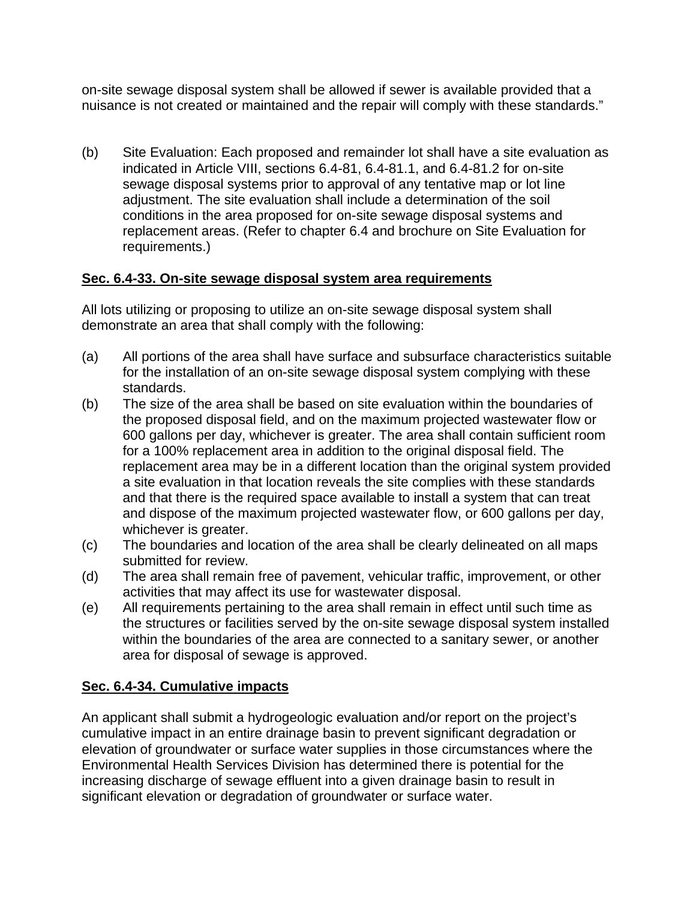on-site sewage disposal system shall be allowed if sewer is available provided that a nuisance is not created or maintained and the repair will comply with these standards."

(b) Site Evaluation: Each proposed and remainder lot shall have a site evaluation as indicated in Article VIII, sections 6.4-81, 6.4-81.1, and 6.4-81.2 for on-site sewage disposal systems prior to approval of any tentative map or lot line adjustment. The site evaluation shall include a determination of the soil conditions in the area proposed for on-site sewage disposal systems and replacement areas. (Refer to chapter 6.4 and brochure on Site Evaluation for requirements.)

**Sec. 6.4-33. On-site sewage disposal system area requirements**

All lots utilizing or proposing to utilize an on-site sewage disposal system shall demonstrate an area that shall comply with the following:

(a) All portions of the area shall have surface and subsurface characteristics suitable for the installation of an on-site sewage disposal system complying with these standards.

(b) The size of the area shall be based on site evaluation within the boundaries of the proposed disposal field, and on the maximum projected wastewater flow or 600 gallons per day, whichever is greater. The area shall contain sufficient room for a 100% replacement area in addition to the original disposal field. The replacement area may be in a different location than the original system provided a site evaluation in that location reveals the site complies with these standards and that there is the required space available to install a system that can treat and dispose of the maximum projected wastewater flow, or 600 gallons per day, whichever is greater.

(c) The boundaries and location of the area shall be clearly delineated on all maps submitted for review.

(d) The area shall remain free of pavement, vehicular traffic, improvement, or other activities that may affect its use for wastewater disposal.

(e) All requirements pertaining to the area shall remain in effect until such time as the structures or facilities served by the on-site sewage disposal system installed within the boundaries of the area are connected to a sanitary sewer, or another area for disposal of sewage is approved.

**Sec. 6.4-34. Cumulative impacts**

An applicant shall submit a hydrogeologic evaluation and/or report on the project's cumulative impact in an entire drainage basin to prevent significant degradation or elevation of groundwater or surface water supplies in those circumstances where the Environmental Health Services Division has determined there is potential for the increasing discharge of sewage effluent into a given drainage basin to result in significant elevation or degradation of groundwater or surface water.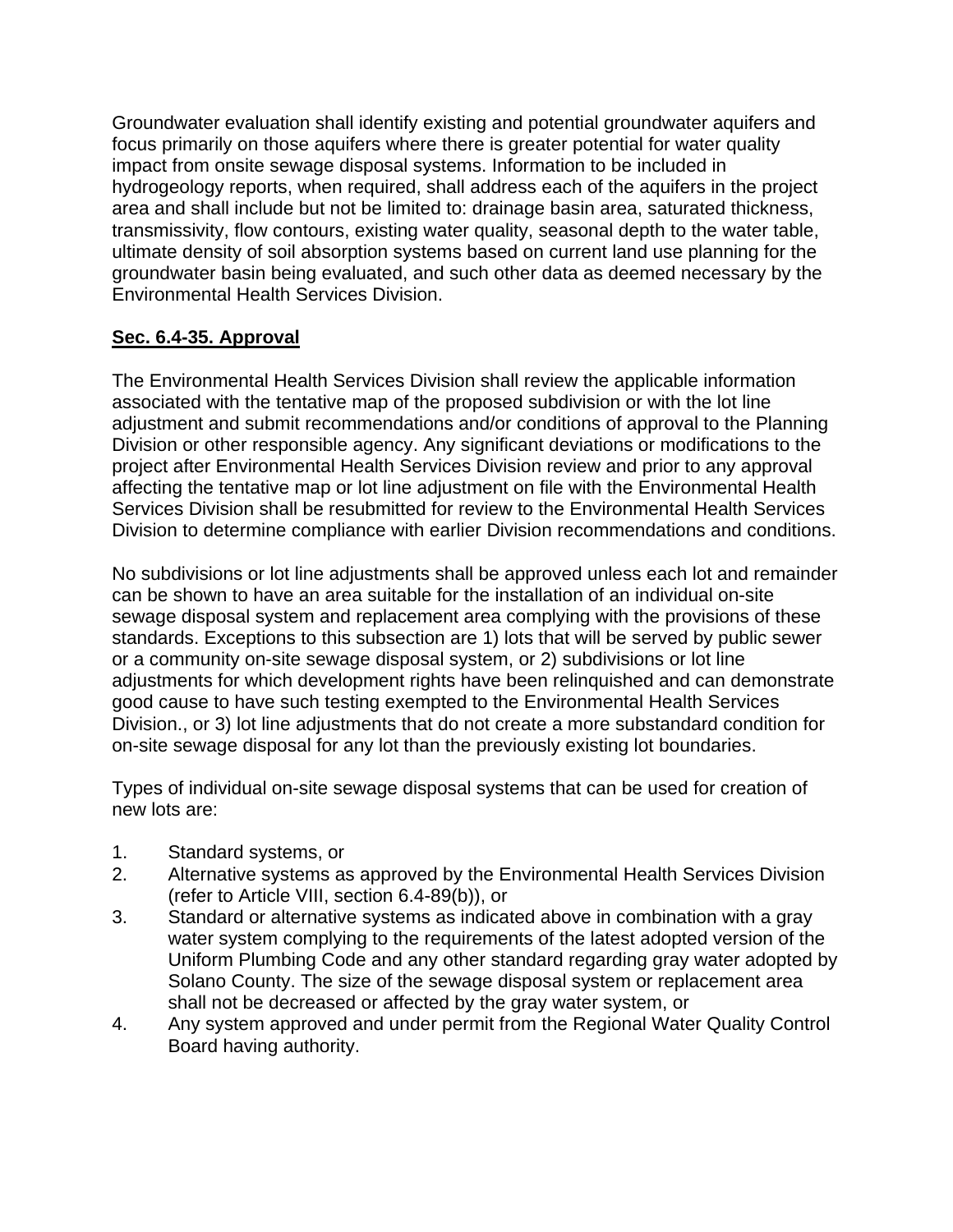Groundwater evaluation shall identify existing and potential groundwater aquifers and focus primarily on those aquifers where there is greater potential for water quality impact from onsite sewage disposal systems. Information to be included in hydrogeology reports, when required, shall address each of the aquifers in the project area and shall include but not be limited to: drainage basin area, saturated thickness, transmissivity, flow contours, existing water quality, seasonal depth to the water table, ultimate density of soil absorption systems based on current land use planning for the groundwater basin being evaluated, and such other data as deemed necessary by the Environmental Health Services Division.

**Sec. 6.4-35. Approval**

The Environmental Health Services Division shall review the applicable information associated with the tentative map of the proposed subdivision or with the lot line adjustment and submit recommendations and/or conditions of approval to the Planning Division or other responsible agency. Any significant deviations or modifications to the project after Environmental Health Services Division review and prior to any approval affecting the tentative map or lot line adjustment on file with the Environmental Health Services Division shall be resubmitted for review to the Environmental Health Services Division to determine compliance with earlier Division recommendations and conditions.

No subdivisions or lot line adjustments shall be approved unless each lot and remainder can be shown to have an area suitable for the installation of an individual on-site sewage disposal system and replacement area complying with the provisions of these standards. Exceptions to this subsection are 1) lots that will be served by public sewer or a community on-site sewage disposal system, or 2) subdivisions or lot line adjustments for which development rights have been relinquished and can demonstrate good cause to have such testing exempted to the Environmental Health Services Division., or 3) lot line adjustments that do not create a more substandard condition for on-site sewage disposal for any lot than the previously existing lot boundaries.

Types of individual on-site sewage disposal systems that can be used for creation of new lots are:

1. Standard systems, or
2. Alternative systems as approved by the Environmental Health Services Division (refer to Article VIII, section 6.4-89(b)), or
3. Standard or alternative systems as indicated above in combination with a gray water system complying to the requirements of the latest adopted version of the Uniform Plumbing Code and any other standard regarding gray water adopted by Solano County. The size of the sewage disposal system or replacement area shall not be decreased or affected by the gray water system, or
4. Any system approved and under permit from the Regional Water Quality Control Board having authority.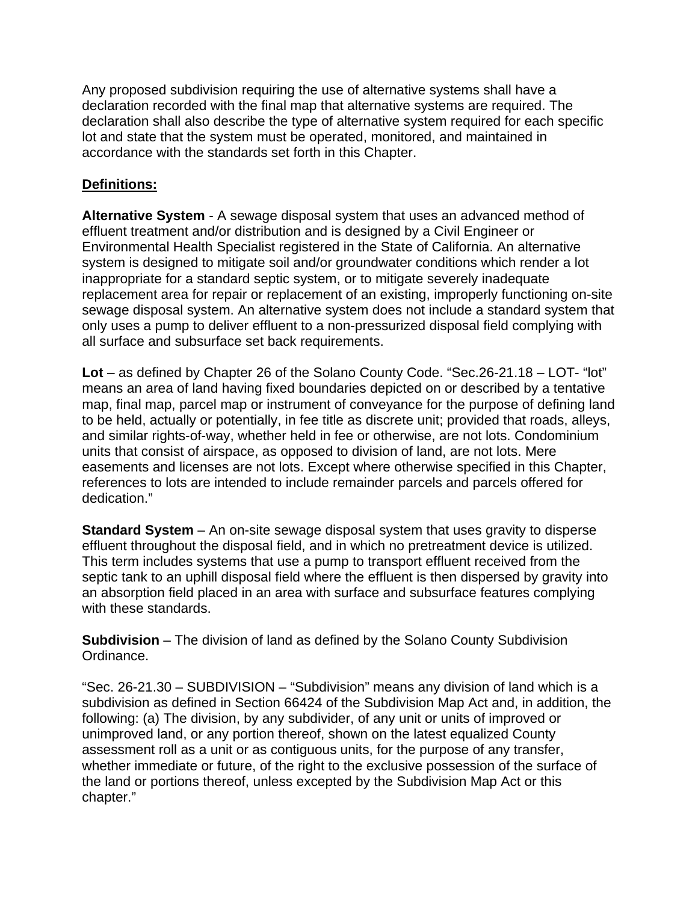Any proposed subdivision requiring the use of alternative systems shall have a declaration recorded with the final map that alternative systems are required. The declaration shall also describe the type of alternative system required for each specific lot and state that the system must be operated, monitored, and maintained in accordance with the standards set forth in this Chapter.

**Definitions:**

**Alternative System** - A sewage disposal system that uses an advanced method of effluent treatment and/or distribution and is designed by a Civil Engineer or Environmental Health Specialist registered in the State of California. An alternative system is designed to mitigate soil and/or groundwater conditions which render a lot inappropriate for a standard septic system, or to mitigate severely inadequate replacement area for repair or replacement of an existing, improperly functioning on-site sewage disposal system. An alternative system does not include a standard system that only uses a pump to deliver effluent to a non-pressurized disposal field complying with all surface and subsurface set back requirements.

**Lot** – as defined by Chapter 26 of the Solano County Code. “Sec.26-21.18 – LOT- “lot” means an area of land having fixed boundaries depicted on or described by a tentative map, final map, parcel map or instrument of conveyance for the purpose of defining land to be held, actually or potentially, in fee title as discrete unit; provided that roads, alleys, and similar rights-of-way, whether held in fee or otherwise, are not lots. Condominium units that consist of airspace, as opposed to division of land, are not lots. Mere easements and licenses are not lots. Except where otherwise specified in this Chapter, references to lots are intended to include remainder parcels and parcels offered for dedication.”

**Standard System** – An on-site sewage disposal system that uses gravity to disperse effluent throughout the disposal field, and in which no pretreatment device is utilized. This term includes systems that use a pump to transport effluent received from the septic tank to an uphill disposal field where the effluent is then dispersed by gravity into an absorption field placed in an area with surface and subsurface features complying with these standards.

**Subdivision** – The division of land as defined by the Solano County Subdivision Ordinance.

“Sec. 26-21.30 – SUBDIVISION – “Subdivision” means any division of land which is a subdivision as defined in Section 66424 of the Subdivision Map Act and, in addition, the following: (a) The division, by any subdivider, of any unit or units of improved or unimproved land, or any portion thereof, shown on the latest equalized County assessment roll as a unit or as contiguous units, for the purpose of any transfer, whether immediate or future, of the right to the exclusive possession of the surface of the land or portions thereof, unless excepted by the Subdivision Map Act or this chapter.”